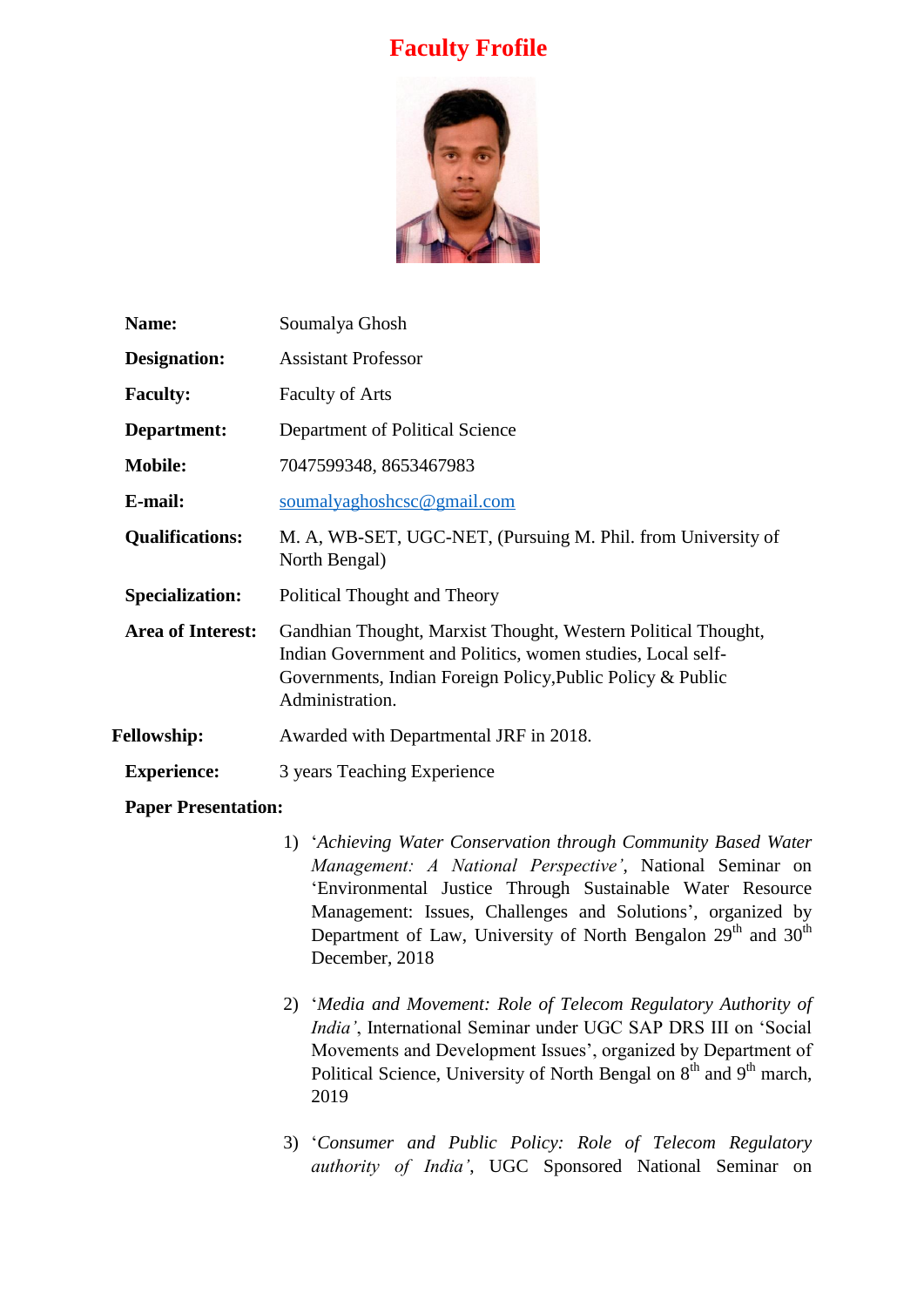# Faculty Frofile

| | |
|---|---|
| **Name:** | Soumalya Ghosh |
| **Designation:** | Assistant Professor |
| **Faculty:** | Faculty of Arts |
| **Department:** | Department of Political Science |
| **Mobile:** | 7047599348, 8653467983 |
| **E-mail:** | soumalyaghoshcsc@gmail.com |
| **Qualifications:** | M. A, WB-SET, UGC-NET, (Pursuing M. Phil. from University of North Bengal) |
| **Specialization:** | Political Thought and Theory |
| **Area of Interest:** | Gandhian Thought, Marxist Thought, Western Political Thought, Indian Government and Politics, women studies, Local self-Governments, Indian Foreign Policy,Public Policy & Public Administration. |
| **Fellowship:** | Awarded with Departmental JRF in 2018. |
| **Experience:** | 3 years Teaching Experience |

**Paper Presentation:**

1) '*Achieving Water Conservation through Community Based Water Management: A National Perspective'*, National Seminar on 'Environmental Justice Through Sustainable Water Resource Management: Issues, Challenges and Solutions', organized by Department of Law, University of North Bengalon 29th and 30th December, 2018

2) '*Media and Movement: Role of Telecom Regulatory Authority of India'*, International Seminar under UGC SAP DRS III on 'Social Movements and Development Issues', organized by Department of Political Science, University of North Bengal on 8th and 9th march, 2019

3) '*Consumer and Public Policy: Role of Telecom Regulatory authority of India'*, UGC Sponsored National Seminar on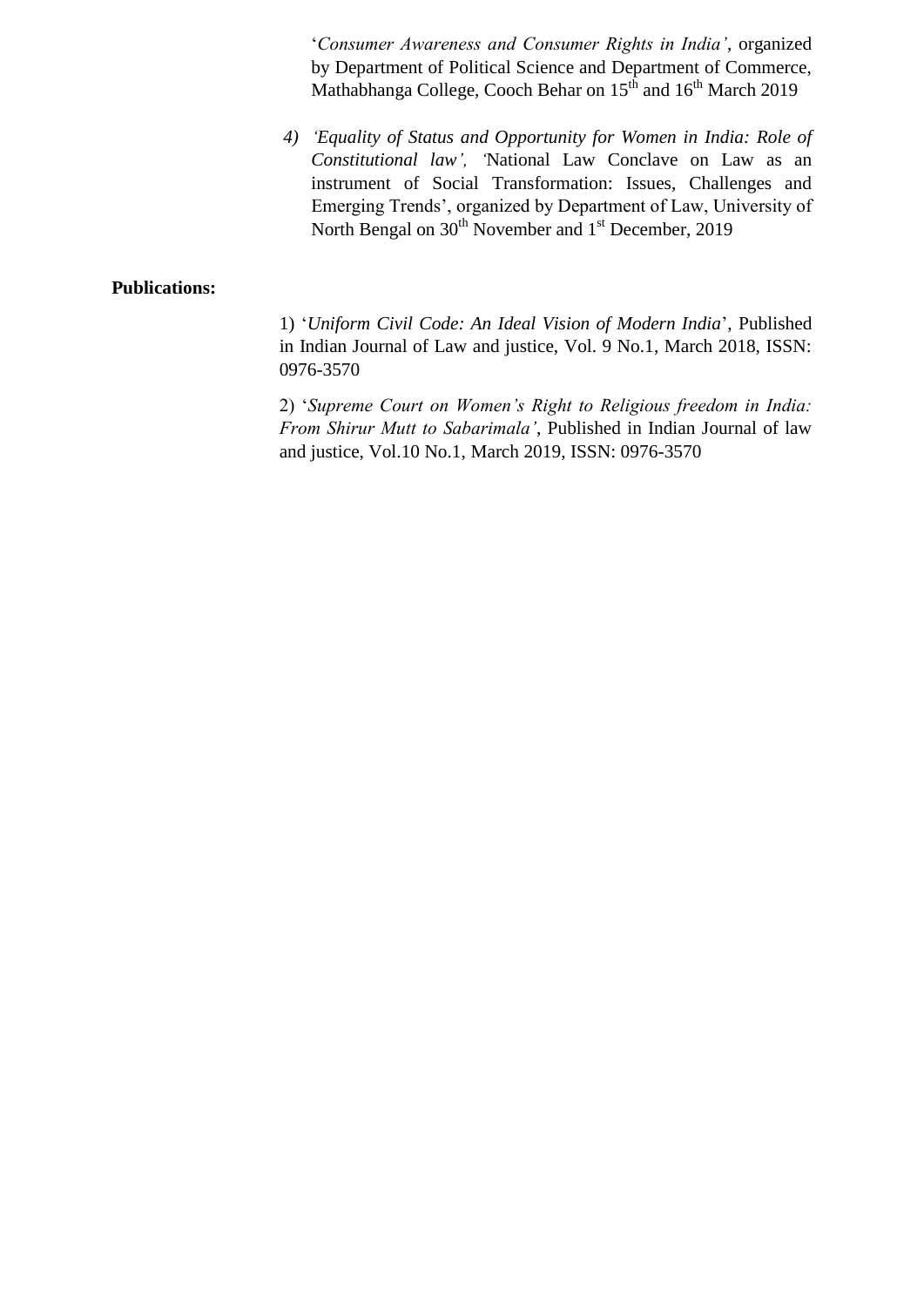'*Consumer Awareness and Consumer Rights in India'*, organized by Department of Political Science and Department of Commerce, Mathabhanga College, Cooch Behar on 15th and 16th March 2019

4) *'Equality of Status and Opportunity for Women in India: Role of Constitutional law', '*National Law Conclave on Law as an instrument of Social Transformation: Issues, Challenges and Emerging Trends', organized by Department of Law, University of North Bengal on 30th November and 1st December, 2019

**Publications:**

1) '*Uniform Civil Code: An Ideal Vision of Modern India*', Published in Indian Journal of Law and justice, Vol. 9 No.1, March 2018, ISSN: 0976-3570

2) '*Supreme Court on Women's Right to Religious freedom in India: From Shirur Mutt to Sabarimala'*, Published in Indian Journal of law and justice, Vol.10 No.1, March 2019, ISSN: 0976-3570